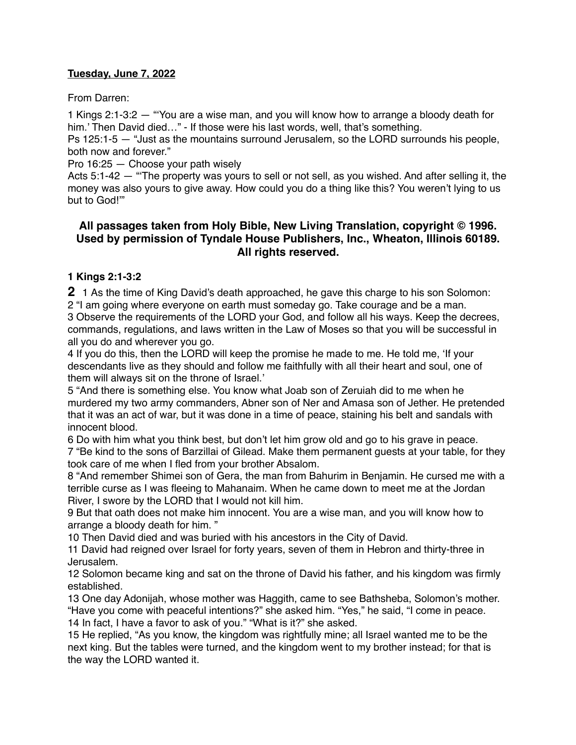**<u>Tuesday, June 7, 2022</u>**

From Darren:

1 Kings 2:1-3:2 — "'You are a wise man, and you will know how to arrange a bloody death for him.' Then David died…" - If those were his last words, well, that's something.
Ps 125:1-5 — "Just as the mountains surround Jerusalem, so the LORD surrounds his people, both now and forever."
Pro 16:25 — Choose your path wisely
Acts 5:1-42 — "'The property was yours to sell or not sell, as you wished. And after selling it, the money was also yours to give away. How could you do a thing like this? You weren't lying to us but to God!'"

**All passages taken from Holy Bible, New Living Translation, copyright © 1996. Used by permission of Tyndale House Publishers, Inc., Wheaton, Illinois 60189. All rights reserved.**

**1 Kings 2:1-3:2**

**2** 1 As the time of King David's death approached, he gave this charge to his son Solomon:
2 "I am going where everyone on earth must someday go. Take courage and be a man.
3 Observe the requirements of the LORD your God, and follow all his ways. Keep the decrees, commands, regulations, and laws written in the Law of Moses so that you will be successful in all you do and wherever you go.
4 If you do this, then the LORD will keep the promise he made to me. He told me, 'If your descendants live as they should and follow me faithfully with all their heart and soul, one of them will always sit on the throne of Israel.'
5 "And there is something else. You know what Joab son of Zeruiah did to me when he murdered my two army commanders, Abner son of Ner and Amasa son of Jether. He pretended that it was an act of war, but it was done in a time of peace, staining his belt and sandals with innocent blood.
6 Do with him what you think best, but don't let him grow old and go to his grave in peace.
7 "Be kind to the sons of Barzillai of Gilead. Make them permanent guests at your table, for they took care of me when I fled from your brother Absalom.
8 "And remember Shimei son of Gera, the man from Bahurim in Benjamin. He cursed me with a terrible curse as I was fleeing to Mahanaim. When he came down to meet me at the Jordan River, I swore by the LORD that I would not kill him.
9 But that oath does not make him innocent. You are a wise man, and you will know how to arrange a bloody death for him. "
10 Then David died and was buried with his ancestors in the City of David.
11 David had reigned over Israel for forty years, seven of them in Hebron and thirty-three in Jerusalem.
12 Solomon became king and sat on the throne of David his father, and his kingdom was firmly established.
13 One day Adonijah, whose mother was Haggith, came to see Bathsheba, Solomon's mother. "Have you come with peaceful intentions?" she asked him. "Yes," he said, "I come in peace.
14 In fact, I have a favor to ask of you." "What is it?" she asked.
15 He replied, "As you know, the kingdom was rightfully mine; all Israel wanted me to be the next king. But the tables were turned, and the kingdom went to my brother instead; for that is the way the LORD wanted it.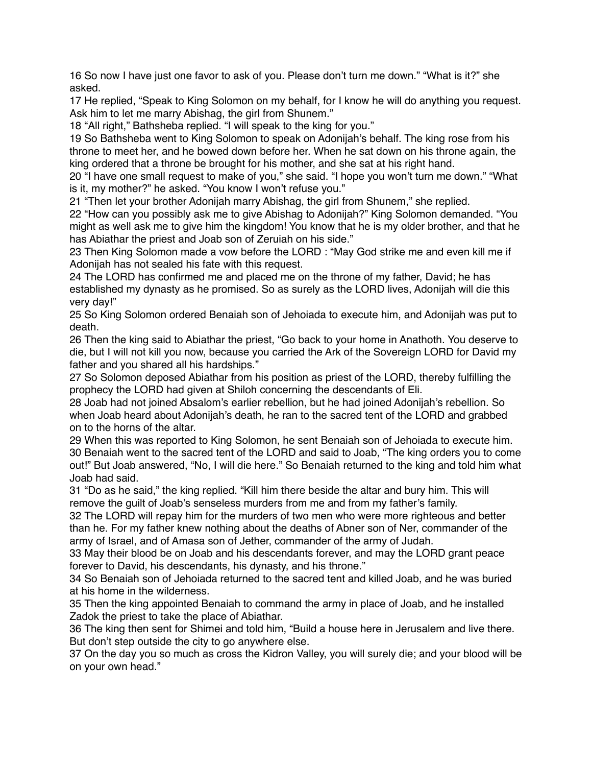16 So now I have just one favor to ask of you. Please don't turn me down." "What is it?" she asked.

17 He replied, "Speak to King Solomon on my behalf, for I know he will do anything you request. Ask him to let me marry Abishag, the girl from Shunem."

18 "All right," Bathsheba replied. "I will speak to the king for you."

19 So Bathsheba went to King Solomon to speak on Adonijah's behalf. The king rose from his throne to meet her, and he bowed down before her. When he sat down on his throne again, the king ordered that a throne be brought for his mother, and she sat at his right hand.

20 "I have one small request to make of you," she said. "I hope you won't turn me down." "What is it, my mother?" he asked. "You know I won't refuse you."

21 "Then let your brother Adonijah marry Abishag, the girl from Shunem," she replied.

22 "How can you possibly ask me to give Abishag to Adonijah?" King Solomon demanded. "You might as well ask me to give him the kingdom! You know that he is my older brother, and that he has Abiathar the priest and Joab son of Zeruiah on his side."

23 Then King Solomon made a vow before the LORD : "May God strike me and even kill me if Adonijah has not sealed his fate with this request.

24 The LORD has confirmed me and placed me on the throne of my father, David; he has established my dynasty as he promised. So as surely as the LORD lives, Adonijah will die this very day!"

25 So King Solomon ordered Benaiah son of Jehoiada to execute him, and Adonijah was put to death.

26 Then the king said to Abiathar the priest, "Go back to your home in Anathoth. You deserve to die, but I will not kill you now, because you carried the Ark of the Sovereign LORD for David my father and you shared all his hardships."

27 So Solomon deposed Abiathar from his position as priest of the LORD, thereby fulfilling the prophecy the LORD had given at Shiloh concerning the descendants of Eli.

28 Joab had not joined Absalom's earlier rebellion, but he had joined Adonijah's rebellion. So when Joab heard about Adonijah's death, he ran to the sacred tent of the LORD and grabbed on to the horns of the altar.

29 When this was reported to King Solomon, he sent Benaiah son of Jehoiada to execute him.

30 Benaiah went to the sacred tent of the LORD and said to Joab, "The king orders you to come out!" But Joab answered, "No, I will die here." So Benaiah returned to the king and told him what Joab had said.

31 "Do as he said," the king replied. "Kill him there beside the altar and bury him. This will remove the guilt of Joab's senseless murders from me and from my father's family.

32 The LORD will repay him for the murders of two men who were more righteous and better than he. For my father knew nothing about the deaths of Abner son of Ner, commander of the army of Israel, and of Amasa son of Jether, commander of the army of Judah.

33 May their blood be on Joab and his descendants forever, and may the LORD grant peace forever to David, his descendants, his dynasty, and his throne."

34 So Benaiah son of Jehoiada returned to the sacred tent and killed Joab, and he was buried at his home in the wilderness.

35 Then the king appointed Benaiah to command the army in place of Joab, and he installed Zadok the priest to take the place of Abiathar.

36 The king then sent for Shimei and told him, "Build a house here in Jerusalem and live there. But don't step outside the city to go anywhere else.

37 On the day you so much as cross the Kidron Valley, you will surely die; and your blood will be on your own head."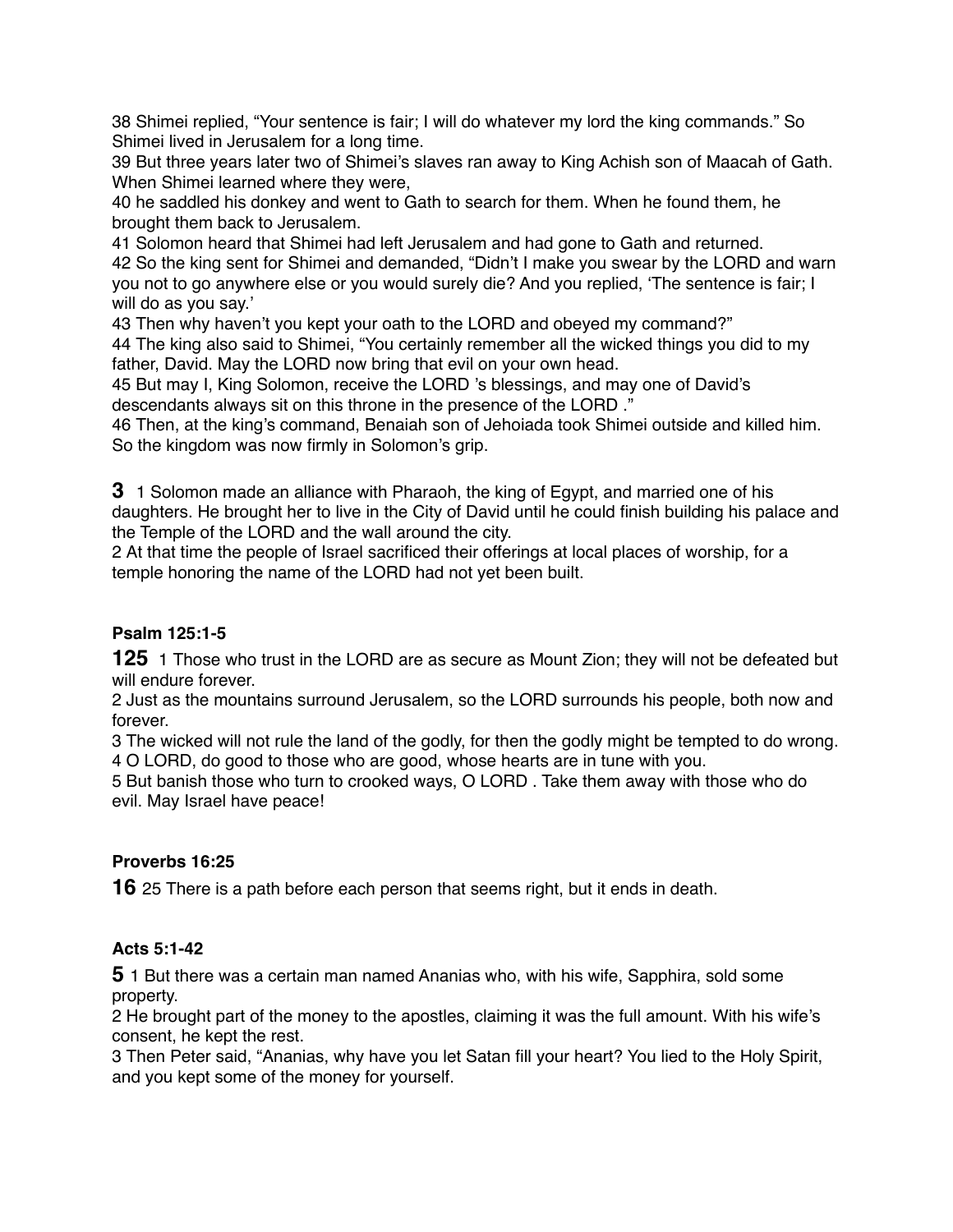38 Shimei replied, “Your sentence is fair; I will do whatever my lord the king commands.” So Shimei lived in Jerusalem for a long time.
39 But three years later two of Shimei’s slaves ran away to King Achish son of Maacah of Gath. When Shimei learned where they were,
40 he saddled his donkey and went to Gath to search for them. When he found them, he brought them back to Jerusalem.
41 Solomon heard that Shimei had left Jerusalem and had gone to Gath and returned.
42 So the king sent for Shimei and demanded, “Didn’t I make you swear by the LORD and warn you not to go anywhere else or you would surely die? And you replied, ‘The sentence is fair; I will do as you say.’
43 Then why haven’t you kept your oath to the LORD and obeyed my command?”
44 The king also said to Shimei, “You certainly remember all the wicked things you did to my father, David. May the LORD now bring that evil on your own head.
45 But may I, King Solomon, receive the LORD ’s blessings, and may one of David’s descendants always sit on this throne in the presence of the LORD .”
46 Then, at the king’s command, Benaiah son of Jehoiada took Shimei outside and killed him. So the kingdom was now firmly in Solomon’s grip.

**3** 1 Solomon made an alliance with Pharaoh, the king of Egypt, and married one of his daughters. He brought her to live in the City of David until he could finish building his palace and the Temple of the LORD and the wall around the city.
2 At that time the people of Israel sacrificed their offerings at local places of worship, for a temple honoring the name of the LORD had not yet been built.

#### Psalm 125:1-5

**125** 1 Those who trust in the LORD are as secure as Mount Zion; they will not be defeated but will endure forever.
2 Just as the mountains surround Jerusalem, so the LORD surrounds his people, both now and forever.
3 The wicked will not rule the land of the godly, for then the godly might be tempted to do wrong.
4 O LORD, do good to those who are good, whose hearts are in tune with you.
5 But banish those who turn to crooked ways, O LORD . Take them away with those who do evil. May Israel have peace!

#### Proverbs 16:25

**16** 25 There is a path before each person that seems right, but it ends in death.

#### Acts 5:1-42

**5** 1 But there was a certain man named Ananias who, with his wife, Sapphira, sold some property.
2 He brought part of the money to the apostles, claiming it was the full amount. With his wife’s consent, he kept the rest.
3 Then Peter said, “Ananias, why have you let Satan fill your heart? You lied to the Holy Spirit, and you kept some of the money for yourself.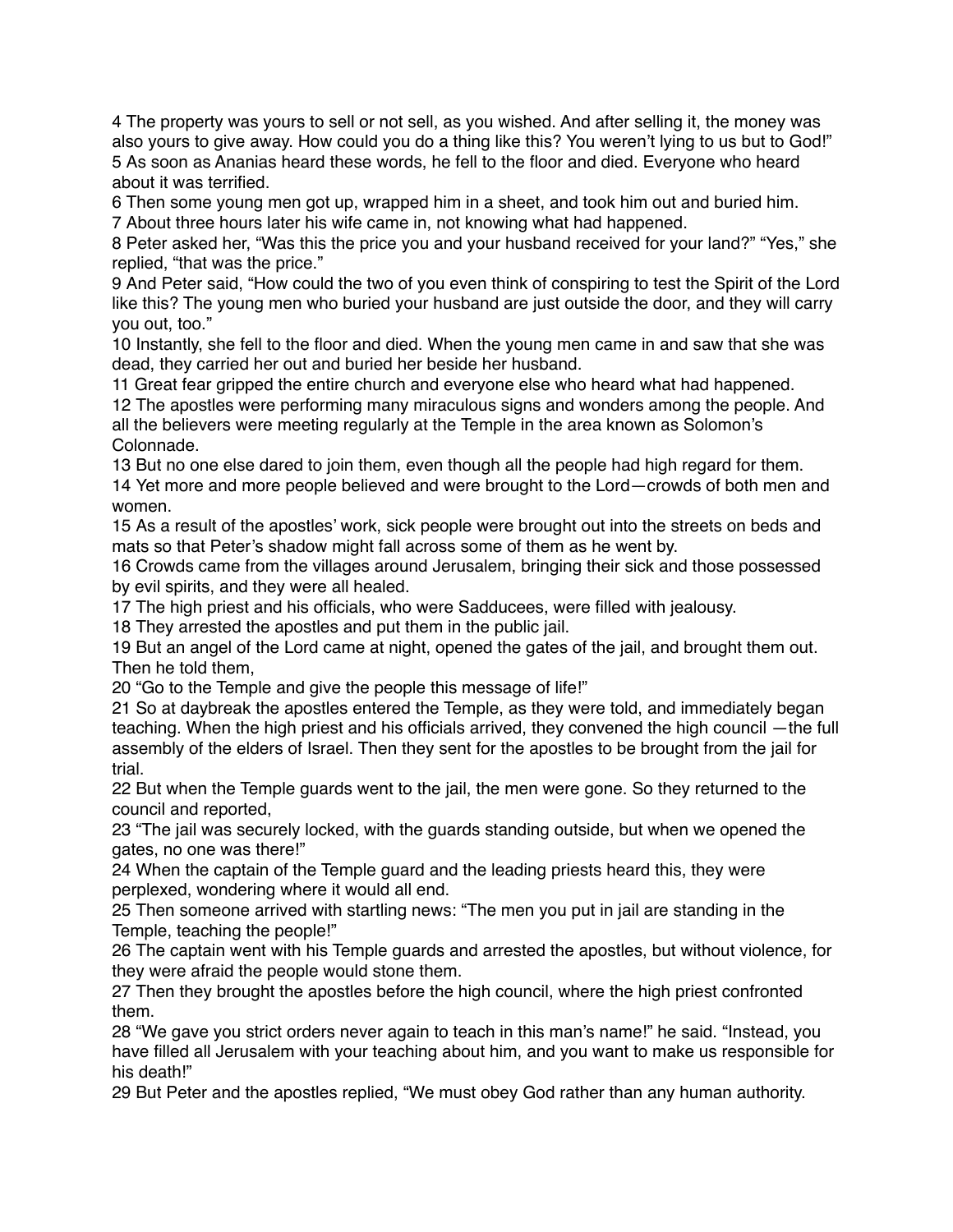4 The property was yours to sell or not sell, as you wished. And after selling it, the money was also yours to give away. How could you do a thing like this? You weren't lying to us but to God!"
5 As soon as Ananias heard these words, he fell to the floor and died. Everyone who heard about it was terrified.
6 Then some young men got up, wrapped him in a sheet, and took him out and buried him.
7 About three hours later his wife came in, not knowing what had happened.
8 Peter asked her, "Was this the price you and your husband received for your land?" "Yes," she replied, "that was the price."
9 And Peter said, "How could the two of you even think of conspiring to test the Spirit of the Lord like this? The young men who buried your husband are just outside the door, and they will carry you out, too."
10 Instantly, she fell to the floor and died. When the young men came in and saw that she was dead, they carried her out and buried her beside her husband.
11 Great fear gripped the entire church and everyone else who heard what had happened.
12 The apostles were performing many miraculous signs and wonders among the people. And all the believers were meeting regularly at the Temple in the area known as Solomon's Colonnade.
13 But no one else dared to join them, even though all the people had high regard for them.
14 Yet more and more people believed and were brought to the Lord—crowds of both men and women.
15 As a result of the apostles' work, sick people were brought out into the streets on beds and mats so that Peter's shadow might fall across some of them as he went by.
16 Crowds came from the villages around Jerusalem, bringing their sick and those possessed by evil spirits, and they were all healed.
17 The high priest and his officials, who were Sadducees, were filled with jealousy.
18 They arrested the apostles and put them in the public jail.
19 But an angel of the Lord came at night, opened the gates of the jail, and brought them out. Then he told them,
20 "Go to the Temple and give the people this message of life!"
21 So at daybreak the apostles entered the Temple, as they were told, and immediately began teaching. When the high priest and his officials arrived, they convened the high council —the full assembly of the elders of Israel. Then they sent for the apostles to be brought from the jail for trial.
22 But when the Temple guards went to the jail, the men were gone. So they returned to the council and reported,
23 "The jail was securely locked, with the guards standing outside, but when we opened the gates, no one was there!"
24 When the captain of the Temple guard and the leading priests heard this, they were perplexed, wondering where it would all end.
25 Then someone arrived with startling news: "The men you put in jail are standing in the Temple, teaching the people!"
26 The captain went with his Temple guards and arrested the apostles, but without violence, for they were afraid the people would stone them.
27 Then they brought the apostles before the high council, where the high priest confronted them.
28 "We gave you strict orders never again to teach in this man's name!" he said. "Instead, you have filled all Jerusalem with your teaching about him, and you want to make us responsible for his death!"
29 But Peter and the apostles replied, "We must obey God rather than any human authority.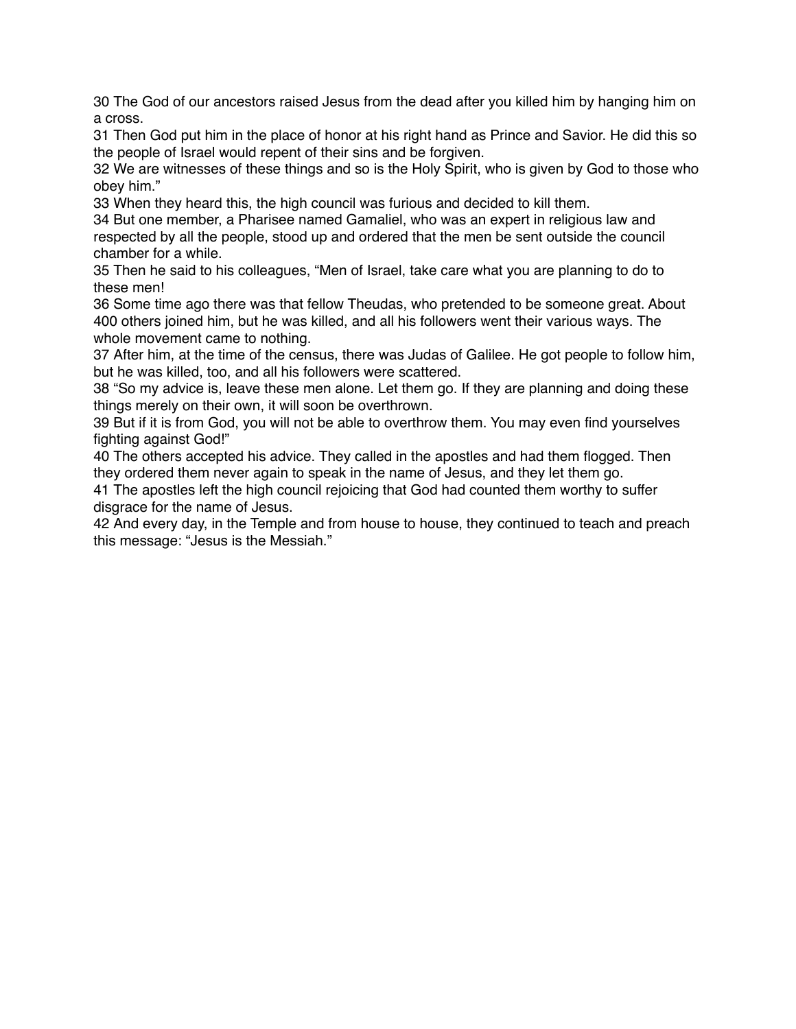30 The God of our ancestors raised Jesus from the dead after you killed him by hanging him on a cross.
31 Then God put him in the place of honor at his right hand as Prince and Savior. He did this so the people of Israel would repent of their sins and be forgiven.
32 We are witnesses of these things and so is the Holy Spirit, who is given by God to those who obey him."
33 When they heard this, the high council was furious and decided to kill them.
34 But one member, a Pharisee named Gamaliel, who was an expert in religious law and respected by all the people, stood up and ordered that the men be sent outside the council chamber for a while.
35 Then he said to his colleagues, "Men of Israel, take care what you are planning to do to these men!
36 Some time ago there was that fellow Theudas, who pretended to be someone great. About 400 others joined him, but he was killed, and all his followers went their various ways. The whole movement came to nothing.
37 After him, at the time of the census, there was Judas of Galilee. He got people to follow him, but he was killed, too, and all his followers were scattered.
38 "So my advice is, leave these men alone. Let them go. If they are planning and doing these things merely on their own, it will soon be overthrown.
39 But if it is from God, you will not be able to overthrow them. You may even find yourselves fighting against God!"
40 The others accepted his advice. They called in the apostles and had them flogged. Then they ordered them never again to speak in the name of Jesus, and they let them go.
41 The apostles left the high council rejoicing that God had counted them worthy to suffer disgrace for the name of Jesus.
42 And every day, in the Temple and from house to house, they continued to teach and preach this message: "Jesus is the Messiah."